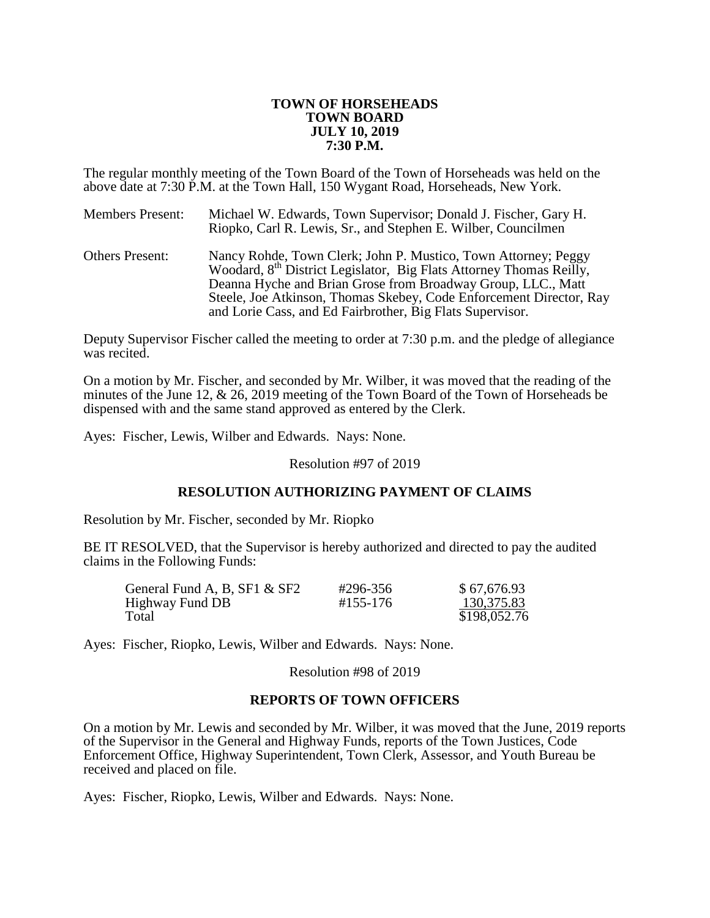# TOWN OF HORSEHEADS
## TOWN BOARD
## JULY 10, 2019
## 7:30 P.M.

The regular monthly meeting of the Town Board of the Town of Horseheads was held on the above date at 7:30 P.M. at the Town Hall, 150 Wygant Road, Horseheads, New York.

| | |
|---|---|
| Members Present: | Michael W. Edwards, Town Supervisor; Donald J. Fischer, Gary H. Riopko, Carl R. Lewis, Sr., and Stephen E. Wilber, Councilmen |
| Others Present: | Nancy Rohde, Town Clerk; John P. Mustico, Town Attorney; Peggy Woodard, 8th District Legislator, Big Flats Attorney Thomas Reilly, Deanna Hyche and Brian Grose from Broadway Group, LLC., Matt Steele, Joe Atkinson, Thomas Skebey, Code Enforcement Director, Ray and Lorie Cass, and Ed Fairbrother, Big Flats Supervisor. |

Deputy Supervisor Fischer called the meeting to order at 7:30 p.m. and the pledge of allegiance was recited.

On a motion by Mr. Fischer, and seconded by Mr. Wilber, it was moved that the reading of the minutes of the June 12, & 26, 2019 meeting of the Town Board of the Town of Horseheads be dispensed with and the same stand approved as entered by the Clerk.

Ayes: Fischer, Lewis, Wilber and Edwards. Nays: None.

Resolution #97 of 2019

**RESOLUTION AUTHORIZING PAYMENT OF CLAIMS**

Resolution by Mr. Fischer, seconded by Mr. Riopko

BE IT RESOLVED, that the Supervisor is hereby authorized and directed to pay the audited claims in the Following Funds:

| | | |
|---|---|---|
| General Fund A, B, SF1 & SF2 | #296-356 | $ 67,676.93 |
| Highway Fund DB | #155-176 | 130,375.83 |
| Total | | $198,052.76 |

Ayes: Fischer, Riopko, Lewis, Wilber and Edwards. Nays: None.

Resolution #98 of 2019

**REPORTS OF TOWN OFFICERS**

On a motion by Mr. Lewis and seconded by Mr. Wilber, it was moved that the June, 2019 reports of the Supervisor in the General and Highway Funds, reports of the Town Justices, Code Enforcement Office, Highway Superintendent, Town Clerk, Assessor, and Youth Bureau be received and placed on file.

Ayes: Fischer, Riopko, Lewis, Wilber and Edwards. Nays: None.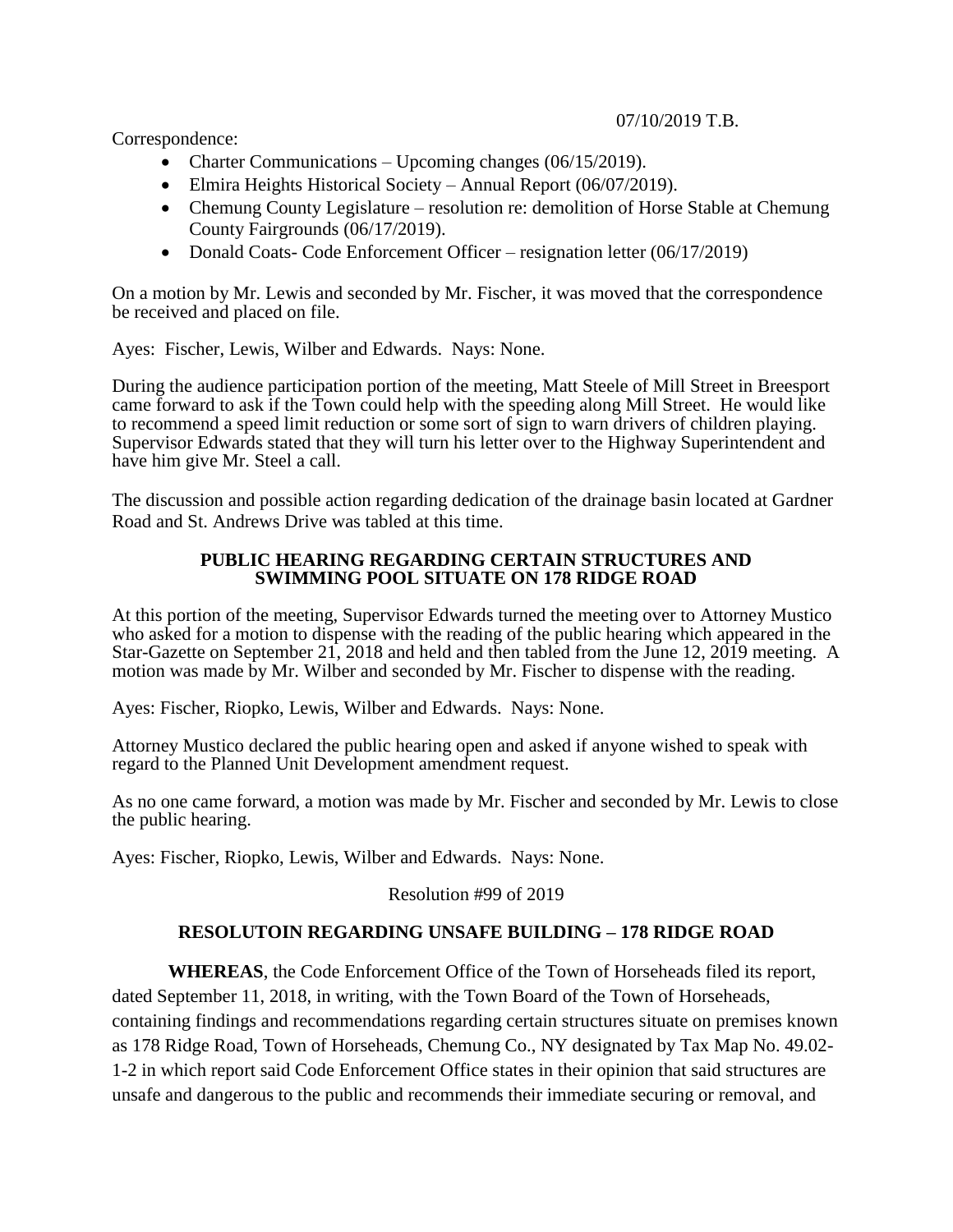Correspondence:

- Charter Communications – Upcoming changes (06/15/2019).
- Elmira Heights Historical Society – Annual Report (06/07/2019).
- Chemung County Legislature – resolution re: demolition of Horse Stable at Chemung County Fairgrounds (06/17/2019).
- Donald Coats- Code Enforcement Officer – resignation letter (06/17/2019)

On a motion by Mr. Lewis and seconded by Mr. Fischer, it was moved that the correspondence be received and placed on file.

Ayes: Fischer, Lewis, Wilber and Edwards. Nays: None.

During the audience participation portion of the meeting, Matt Steele of Mill Street in Breesport came forward to ask if the Town could help with the speeding along Mill Street. He would like to recommend a speed limit reduction or some sort of sign to warn drivers of children playing. Supervisor Edwards stated that they will turn his letter over to the Highway Superintendent and have him give Mr. Steel a call.

The discussion and possible action regarding dedication of the drainage basin located at Gardner Road and St. Andrews Drive was tabled at this time.

**PUBLIC HEARING REGARDING CERTAIN STRUCTURES AND SWIMMING POOL SITUATE ON 178 RIDGE ROAD**

At this portion of the meeting, Supervisor Edwards turned the meeting over to Attorney Mustico who asked for a motion to dispense with the reading of the public hearing which appeared in the Star-Gazette on September 21, 2018 and held and then tabled from the June 12, 2019 meeting. A motion was made by Mr. Wilber and seconded by Mr. Fischer to dispense with the reading.

Ayes: Fischer, Riopko, Lewis, Wilber and Edwards. Nays: None.

Attorney Mustico declared the public hearing open and asked if anyone wished to speak with regard to the Planned Unit Development amendment request.

As no one came forward, a motion was made by Mr. Fischer and seconded by Mr. Lewis to close the public hearing.

Ayes: Fischer, Riopko, Lewis, Wilber and Edwards. Nays: None.

Resolution #99 of 2019

**RESOLUTOIN REGARDING UNSAFE BUILDING – 178 RIDGE ROAD**

**WHEREAS**, the Code Enforcement Office of the Town of Horseheads filed its report, dated September 11, 2018, in writing, with the Town Board of the Town of Horseheads, containing findings and recommendations regarding certain structures situate on premises known as 178 Ridge Road, Town of Horseheads, Chemung Co., NY designated by Tax Map No. 49.02-1-2 in which report said Code Enforcement Office states in their opinion that said structures are unsafe and dangerous to the public and recommends their immediate securing or removal, and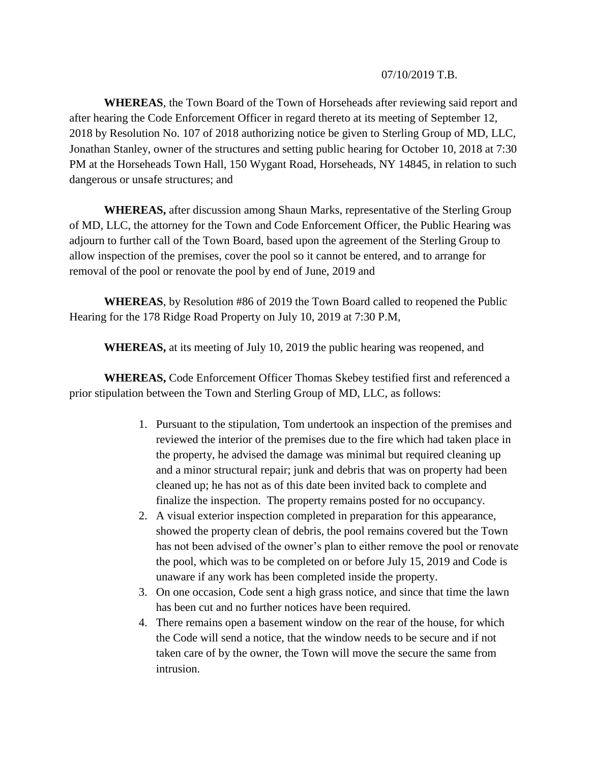07/10/2019 T.B.

**WHEREAS**, the Town Board of the Town of Horseheads after reviewing said report and after hearing the Code Enforcement Officer in regard thereto at its meeting of September 12, 2018 by Resolution No. 107 of 2018 authorizing notice be given to Sterling Group of MD, LLC, Jonathan Stanley, owner of the structures and setting public hearing for October 10, 2018 at 7:30 PM at the Horseheads Town Hall, 150 Wygant Road, Horseheads, NY 14845, in relation to such dangerous or unsafe structures; and

**WHEREAS,** after discussion among Shaun Marks, representative of the Sterling Group of MD, LLC, the attorney for the Town and Code Enforcement Officer, the Public Hearing was adjourn to further call of the Town Board, based upon the agreement of the Sterling Group to allow inspection of the premises, cover the pool so it cannot be entered, and to arrange for removal of the pool or renovate the pool by end of June, 2019 and

**WHEREAS**, by Resolution #86 of 2019 the Town Board called to reopened the Public Hearing for the 178 Ridge Road Property on July 10, 2019 at 7:30 P.M,

**WHEREAS,** at its meeting of July 10, 2019 the public hearing was reopened, and

**WHEREAS,** Code Enforcement Officer Thomas Skebey testified first and referenced a prior stipulation between the Town and Sterling Group of MD, LLC, as follows:

1. Pursuant to the stipulation, Tom undertook an inspection of the premises and reviewed the interior of the premises due to the fire which had taken place in the property, he advised the damage was minimal but required cleaning up and a minor structural repair; junk and debris that was on property had been cleaned up; he has not as of this date been invited back to complete and finalize the inspection. The property remains posted for no occupancy.
2. A visual exterior inspection completed in preparation for this appearance, showed the property clean of debris, the pool remains covered but the Town has not been advised of the owner's plan to either remove the pool or renovate the pool, which was to be completed on or before July 15, 2019 and Code is unaware if any work has been completed inside the property.
3. On one occasion, Code sent a high grass notice, and since that time the lawn has been cut and no further notices have been required.
4. There remains open a basement window on the rear of the house, for which the Code will send a notice, that the window needs to be secure and if not taken care of by the owner, the Town will move the secure the same from intrusion.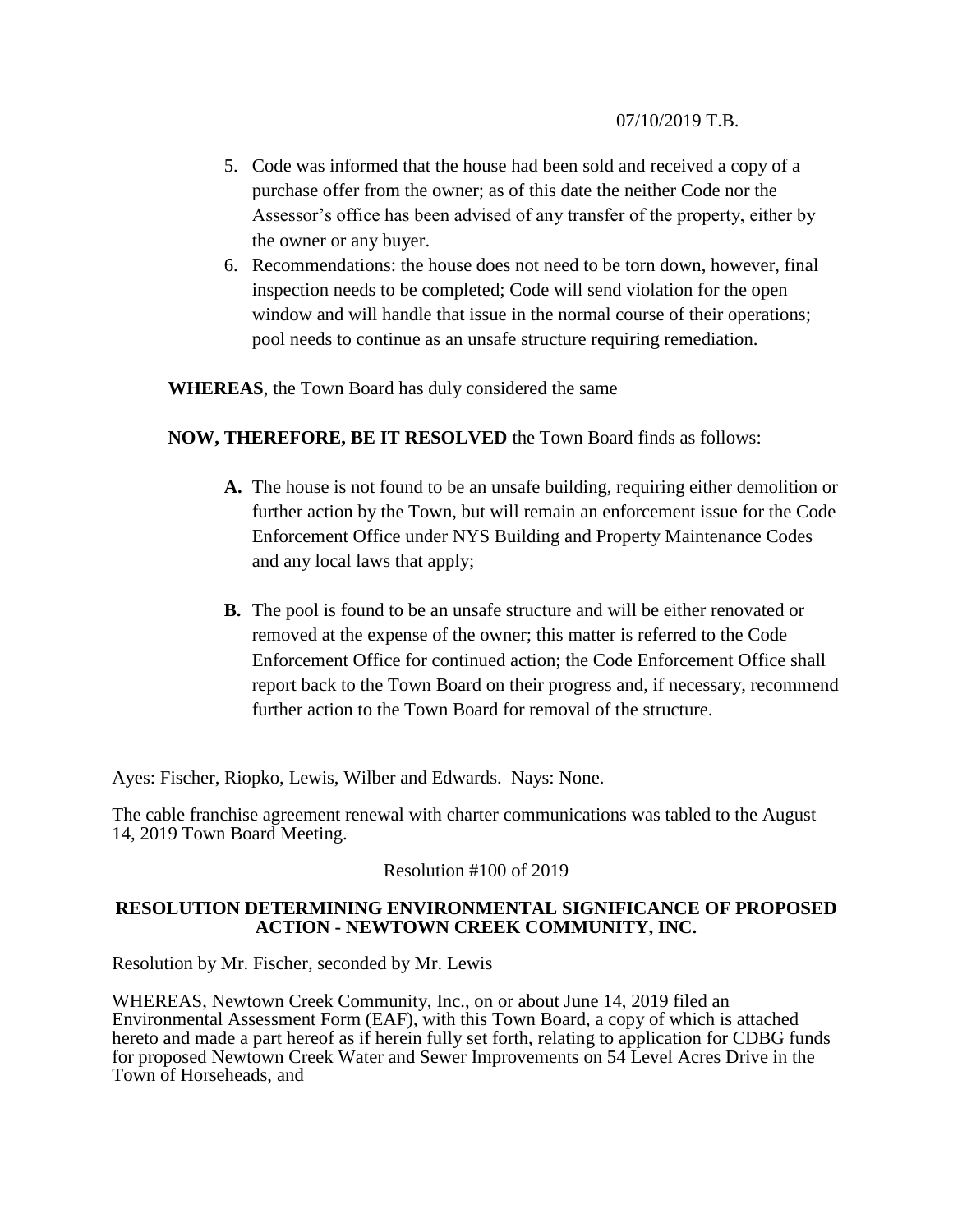5. Code was informed that the house had been sold and received a copy of a purchase offer from the owner; as of this date the neither Code nor the Assessor's office has been advised of any transfer of the property, either by the owner or any buyer.
6. Recommendations: the house does not need to be torn down, however, final inspection needs to be completed; Code will send violation for the open window and will handle that issue in the normal course of their operations; pool needs to continue as an unsafe structure requiring remediation.

**WHEREAS**, the Town Board has duly considered the same

**NOW, THEREFORE, BE IT RESOLVED** the Town Board finds as follows:

- **A.** The house is not found to be an unsafe building, requiring either demolition or further action by the Town, but will remain an enforcement issue for the Code Enforcement Office under NYS Building and Property Maintenance Codes and any local laws that apply;

- **B.** The pool is found to be an unsafe structure and will be either renovated or removed at the expense of the owner; this matter is referred to the Code Enforcement Office for continued action; the Code Enforcement Office shall report back to the Town Board on their progress and, if necessary, recommend further action to the Town Board for removal of the structure.

Ayes: Fischer, Riopko, Lewis, Wilber and Edwards. Nays: None.

The cable franchise agreement renewal with charter communications was tabled to the August 14, 2019 Town Board Meeting.

Resolution #100 of 2019

**RESOLUTION DETERMINING ENVIRONMENTAL SIGNIFICANCE OF PROPOSED ACTION - NEWTOWN CREEK COMMUNITY, INC.**

Resolution by Mr. Fischer, seconded by Mr. Lewis

WHEREAS, Newtown Creek Community, Inc., on or about June 14, 2019 filed an Environmental Assessment Form (EAF), with this Town Board, a copy of which is attached hereto and made a part hereof as if herein fully set forth, relating to application for CDBG funds for proposed Newtown Creek Water and Sewer Improvements on 54 Level Acres Drive in the Town of Horseheads, and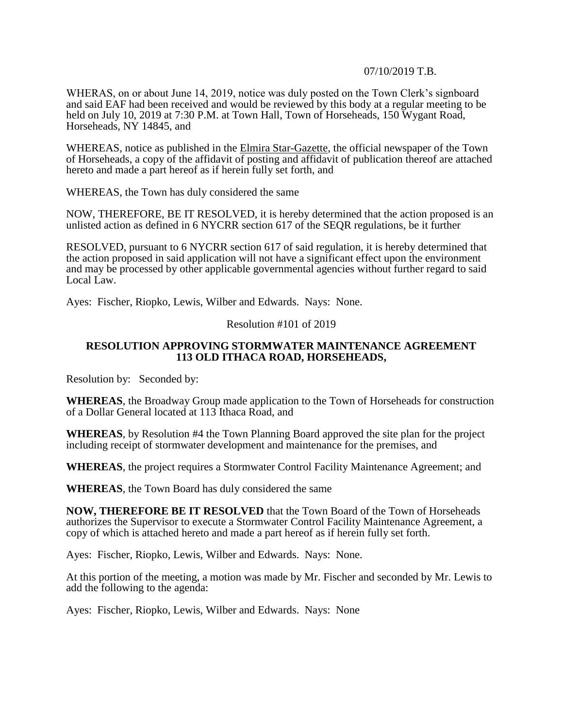07/10/2019 T.B.

WHERAS, on or about June 14, 2019, notice was duly posted on the Town Clerk's signboard and said EAF had been received and would be reviewed by this body at a regular meeting to be held on July 10, 2019 at 7:30 P.M. at Town Hall, Town of Horseheads, 150 Wygant Road, Horseheads, NY 14845, and

WHEREAS, notice as published in the Elmira Star-Gazette, the official newspaper of the Town of Horseheads, a copy of the affidavit of posting and affidavit of publication thereof are attached hereto and made a part hereof as if herein fully set forth, and

WHEREAS, the Town has duly considered the same

NOW, THEREFORE, BE IT RESOLVED, it is hereby determined that the action proposed is an unlisted action as defined in 6 NYCRR section 617 of the SEQR regulations, be it further

RESOLVED, pursuant to 6 NYCRR section 617 of said regulation, it is hereby determined that the action proposed in said application will not have a significant effect upon the environment and may be processed by other applicable governmental agencies without further regard to said Local Law.

Ayes: Fischer, Riopko, Lewis, Wilber and Edwards. Nays: None.

Resolution #101 of 2019

**RESOLUTION APPROVING STORMWATER MAINTENANCE AGREEMENT 113 OLD ITHACA ROAD, HORSEHEADS,**

Resolution by: Seconded by:

**WHEREAS**, the Broadway Group made application to the Town of Horseheads for construction of a Dollar General located at 113 Ithaca Road, and

**WHEREAS**, by Resolution #4 the Town Planning Board approved the site plan for the project including receipt of stormwater development and maintenance for the premises, and

**WHEREAS**, the project requires a Stormwater Control Facility Maintenance Agreement; and

**WHEREAS**, the Town Board has duly considered the same

**NOW, THEREFORE BE IT RESOLVED** that the Town Board of the Town of Horseheads authorizes the Supervisor to execute a Stormwater Control Facility Maintenance Agreement, a copy of which is attached hereto and made a part hereof as if herein fully set forth.

Ayes: Fischer, Riopko, Lewis, Wilber and Edwards. Nays: None.

At this portion of the meeting, a motion was made by Mr. Fischer and seconded by Mr. Lewis to add the following to the agenda:

Ayes: Fischer, Riopko, Lewis, Wilber and Edwards. Nays: None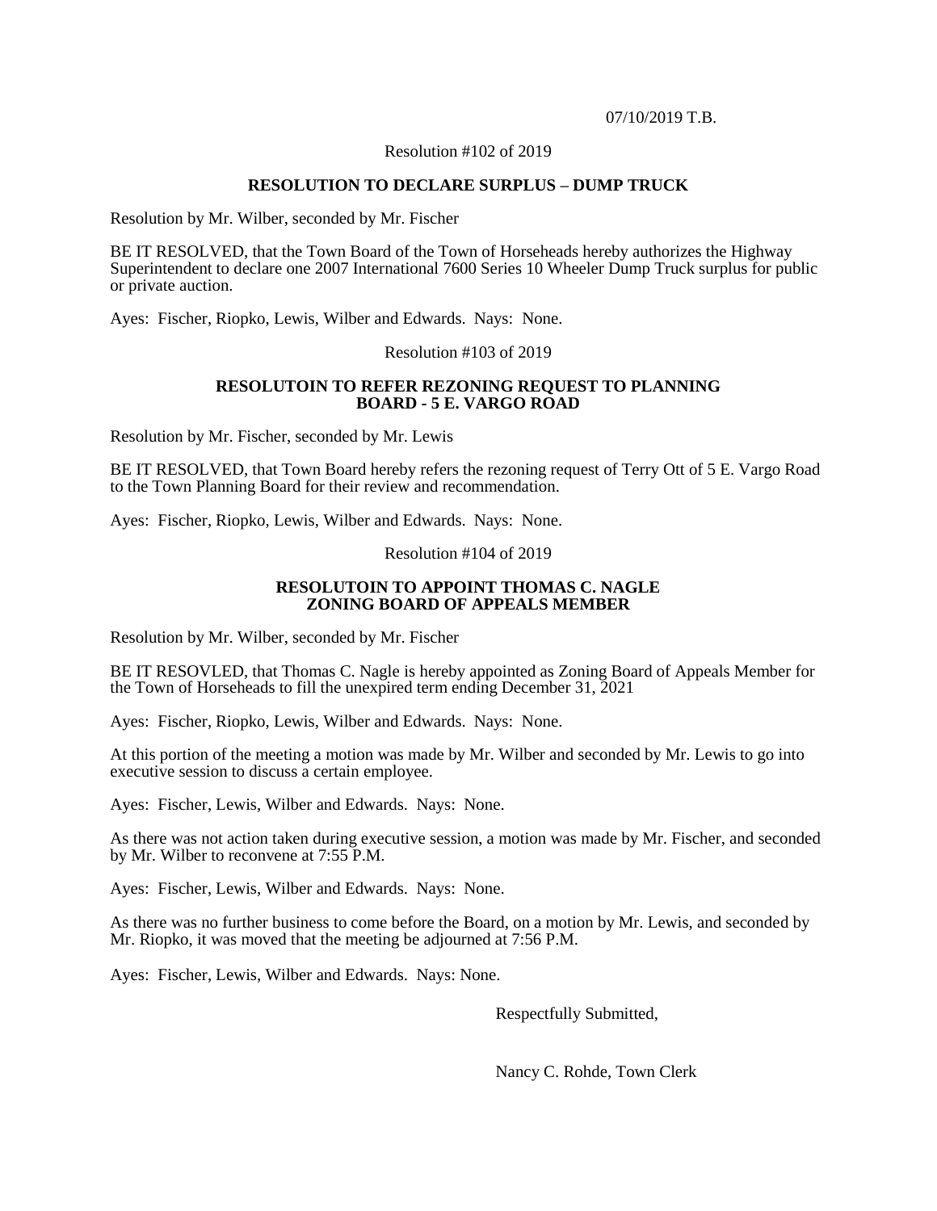07/10/2019 T.B.

Resolution #102 of 2019

**RESOLUTION TO DECLARE SURPLUS – DUMP TRUCK**

Resolution by Mr. Wilber, seconded by Mr. Fischer

BE IT RESOLVED, that the Town Board of the Town of Horseheads hereby authorizes the Highway Superintendent to declare one 2007 International 7600 Series 10 Wheeler Dump Truck surplus for public or private auction.

Ayes: Fischer, Riopko, Lewis, Wilber and Edwards. Nays: None.

Resolution #103 of 2019

**RESOLUTOIN TO REFER REZONING REQUEST TO PLANNING BOARD - 5 E. VARGO ROAD**

Resolution by Mr. Fischer, seconded by Mr. Lewis

BE IT RESOLVED, that Town Board hereby refers the rezoning request of Terry Ott of 5 E. Vargo Road to the Town Planning Board for their review and recommendation.

Ayes: Fischer, Riopko, Lewis, Wilber and Edwards. Nays: None.

Resolution #104 of 2019

**RESOLUTOIN TO APPOINT THOMAS C. NAGLE ZONING BOARD OF APPEALS MEMBER**

Resolution by Mr. Wilber, seconded by Mr. Fischer

BE IT RESOVLED, that Thomas C. Nagle is hereby appointed as Zoning Board of Appeals Member for the Town of Horseheads to fill the unexpired term ending December 31, 2021

Ayes: Fischer, Riopko, Lewis, Wilber and Edwards. Nays: None.

At this portion of the meeting a motion was made by Mr. Wilber and seconded by Mr. Lewis to go into executive session to discuss a certain employee.

Ayes: Fischer, Lewis, Wilber and Edwards. Nays: None.

As there was not action taken during executive session, a motion was made by Mr. Fischer, and seconded by Mr. Wilber to reconvene at 7:55 P.M.

Ayes: Fischer, Lewis, Wilber and Edwards. Nays: None.

As there was no further business to come before the Board, on a motion by Mr. Lewis, and seconded by Mr. Riopko, it was moved that the meeting be adjourned at 7:56 P.M.

Ayes: Fischer, Lewis, Wilber and Edwards. Nays: None.

Respectfully Submitted,

Nancy C. Rohde, Town Clerk